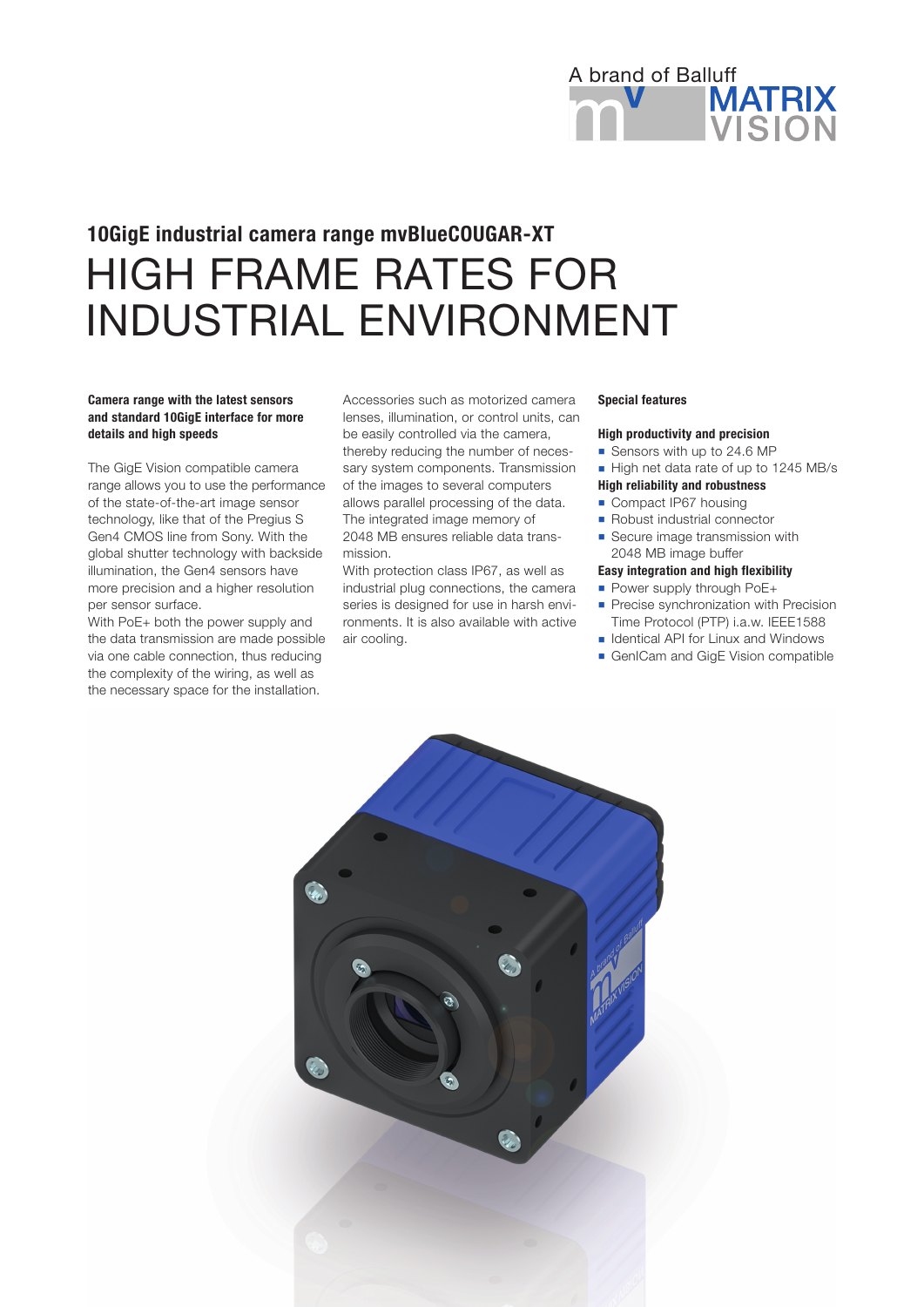A brand of Balluff

MATRIX VISION

**10GigE industrial camera range mvBlueCOUGAR-XT**

# HIGH FRAME RATES FOR INDUSTRIAL ENVIRONMENT

**Camera range with the latest sensors and standard 10GigE interface for more details and high speeds**

The GigE Vision compatible camera range allows you to use the performance of the state-of-the-art image sensor technology, like that of the Pregius S Gen4 CMOS line from Sony. With the global shutter technology with backside illumination, the Gen4 sensors have more precision and a higher resolution per sensor surface.
With PoE+ both the power supply and the data transmission are made possible via one cable connection, thus reducing the complexity of the wiring, as well as the necessary space for the installation.

Accessories such as motorized camera lenses, illumination, or control units, can be easily controlled via the camera, thereby reducing the number of necessary system components. Transmission of the images to several computers allows parallel processing of the data. The integrated image memory of 2048 MB ensures reliable data transmission.
With protection class IP67, as well as industrial plug connections, the camera series is designed for use in harsh environments. It is also available with active air cooling.

**Special features**

**High productivity and precision**
- Sensors with up to 24.6 MP
- High net data rate of up to 1245 MB/s

**High reliability and robustness**
- Compact IP67 housing
- Robust industrial connector
- Secure image transmission with 2048 MB image buffer

**Easy integration and high flexibility**
- Power supply through PoE+
- Precise synchronization with Precision Time Protocol (PTP) i.a.w. IEEE1588
- Identical API for Linux and Windows
- GenICam and GigE Vision compatible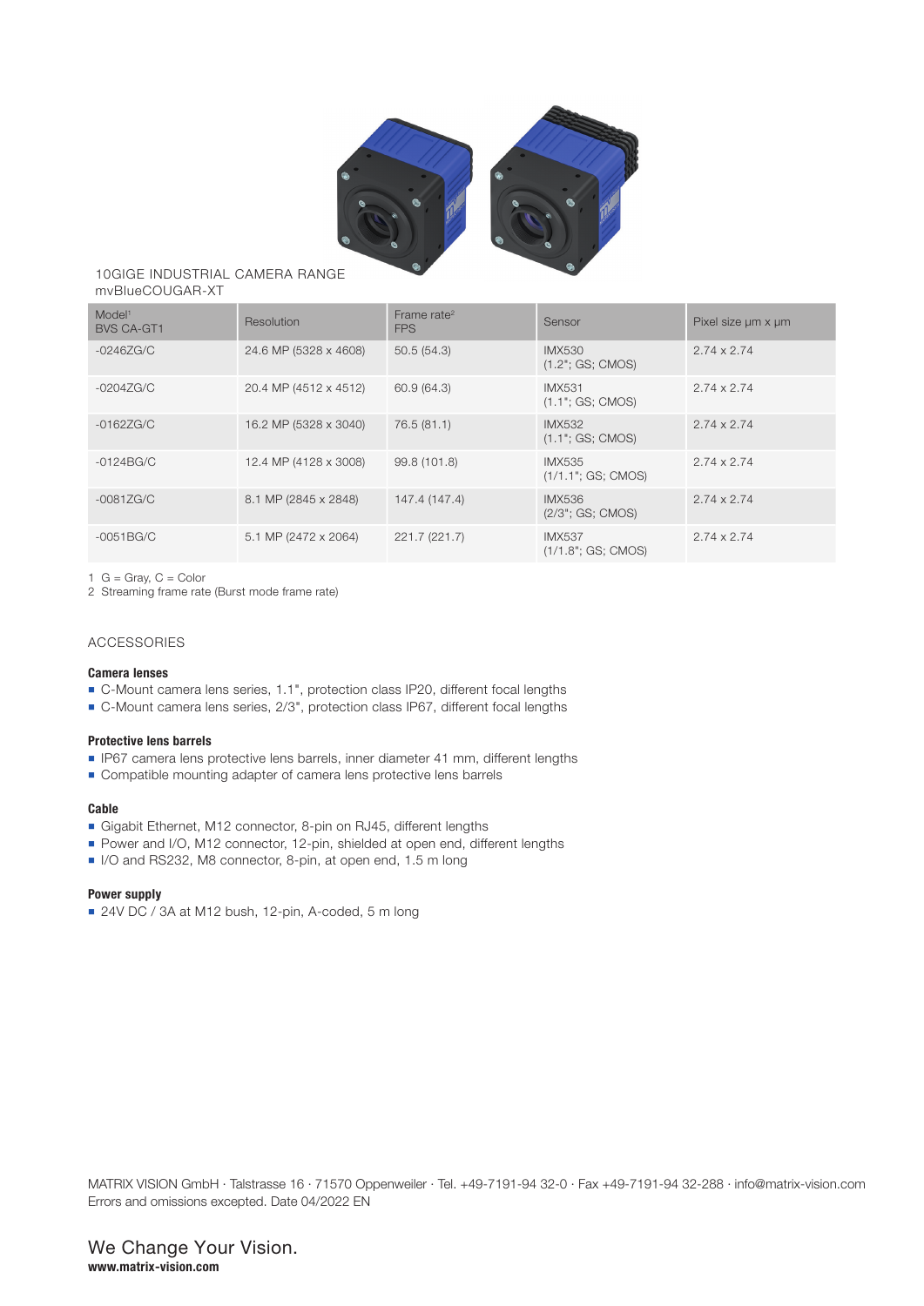10GIGE INDUSTRIAL CAMERA RANGE
mvBlueCOUGAR-XT

| Model[1] BVS CA-GT1 | Resolution | Frame rate[2] FPS | Sensor | Pixel size µm x µm |
|---|---|---|---|---|
| -0246ZG/C | 24.6 MP (5328 x 4608) | 50.5 (54.3) | IMX530 (1.2"; GS; CMOS) | 2.74 x 2.74 |
| -0204ZG/C | 20.4 MP (4512 x 4512) | 60.9 (64.3) | IMX531 (1.1"; GS; CMOS) | 2.74 x 2.74 |
| -0162ZG/C | 16.2 MP (5328 x 3040) | 76.5 (81.1) | IMX532 (1.1"; GS; CMOS) | 2.74 x 2.74 |
| -0124BG/C | 12.4 MP (4128 x 3008) | 99.8 (101.8) | IMX535 (1/1.1"; GS; CMOS) | 2.74 x 2.74 |
| -0081ZG/C | 8.1 MP (2845 x 2848) | 147.4 (147.4) | IMX536 (2/3"; GS; CMOS) | 2.74 x 2.74 |
| -0051BG/C | 5.1 MP (2472 x 2064) | 221.7 (221.7) | IMX537 (1/1.8"; GS; CMOS) | 2.74 x 2.74 |

1 G = Gray, C = Color
2 Streaming frame rate (Burst mode frame rate)

## ACCESSORIES

**Camera lenses**

- C-Mount camera lens series, 1.1", protection class IP20, different focal lengths
- C-Mount camera lens series, 2/3", protection class IP67, different focal lengths

**Protective lens barrels**

- IP67 camera lens protective lens barrels, inner diameter 41 mm, different lengths
- Compatible mounting adapter of camera lens protective lens barrels

**Cable**

- Gigabit Ethernet, M12 connector, 8-pin on RJ45, different lengths
- Power and I/O, M12 connector, 12-pin, shielded at open end, different lengths
- I/O and RS232, M8 connector, 8-pin, at open end, 1.5 m long

**Power supply**

- 24V DC / 3A at M12 bush, 12-pin, A-coded, 5 m long

MATRIX VISION GmbH · Talstrasse 16 · 71570 Oppenweiler · Tel. +49-7191-94 32-0 · Fax +49-7191-94 32-288 · info@matrix-vision.com
Errors and omissions excepted. Date 04/2022 EN

We Change Your Vision.
**www.matrix-vision.com**